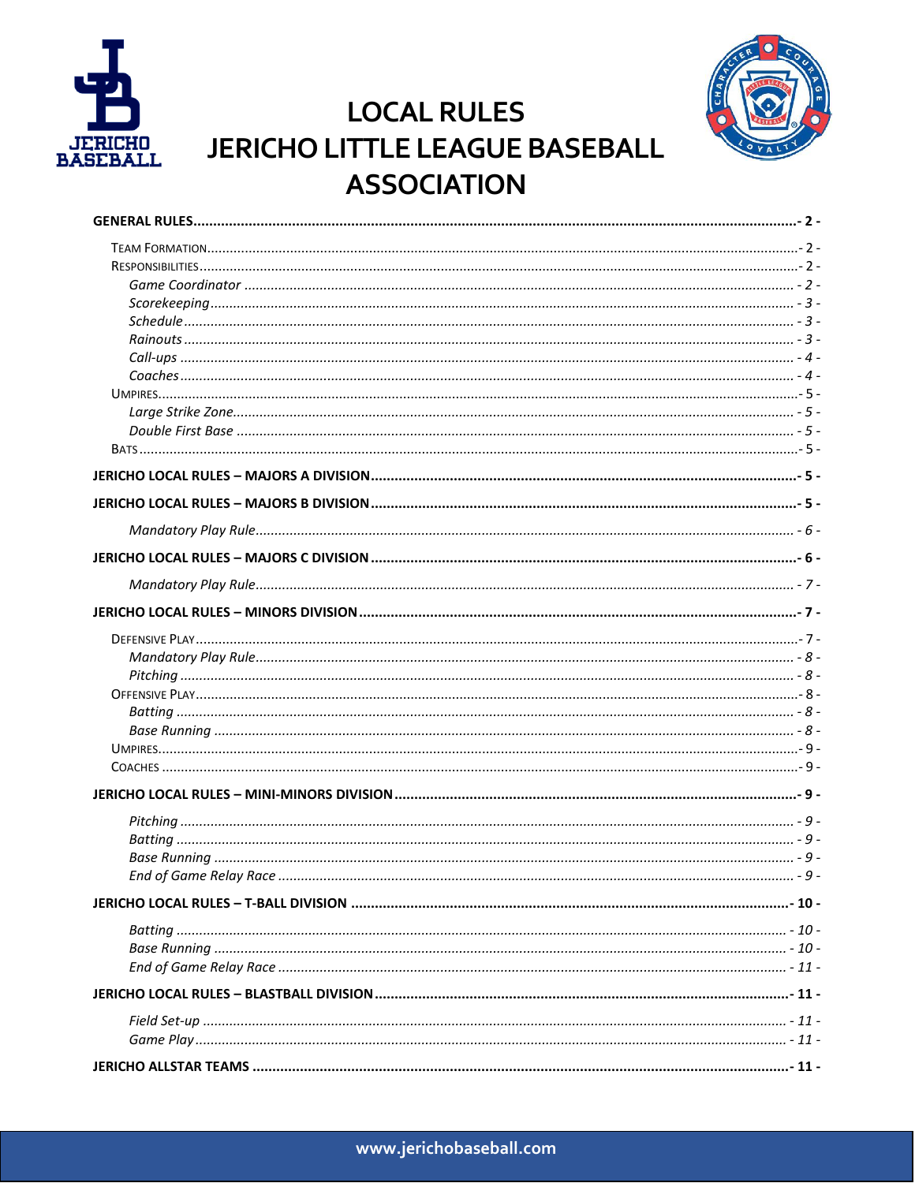# LOCAL RULES
# JERICHO LITTLE LEAGUE BASEBALL ASSOCIATION

**GENERAL RULES** ........................................ - 2 -

- TEAM FORMATION ........................................ - 2 -
- RESPONSIBILITIES ........................................ - 2 -
  - *Game Coordinator* ........................................ - 2 -
  - *Scorekeeping* ........................................ - 3 -
  - *Schedule* ........................................ - 3 -
  - *Rainouts* ........................................ - 3 -
  - *Call-ups* ........................................ - 4 -
  - *Coaches* ........................................ - 4 -
- UMPIRES ........................................ - 5 -
  - *Large Strike Zone* ........................................ - 5 -
  - *Double First Base* ........................................ - 5 -
- BATS ........................................ - 5 -

**JERICHO LOCAL RULES – MAJORS A DIVISION** ........................................ - 5 -

**JERICHO LOCAL RULES – MAJORS B DIVISION** ........................................ - 5 -

- *Mandatory Play Rule* ........................................ - 6 -

**JERICHO LOCAL RULES – MAJORS C DIVISION** ........................................ - 6 -

- *Mandatory Play Rule* ........................................ - 7 -

**JERICHO LOCAL RULES – MINORS DIVISION** ........................................ - 7 -

- DEFENSIVE PLAY ........................................ - 7 -
  - *Mandatory Play Rule* ........................................ - 8 -
  - *Pitching* ........................................ - 8 -
- OFFENSIVE PLAY ........................................ - 8 -
  - *Batting* ........................................ - 8 -
  - *Base Running* ........................................ - 8 -
- UMPIRES ........................................ - 9 -
- COACHES ........................................ - 9 -

**JERICHO LOCAL RULES – MINI-MINORS DIVISION** ........................................ - 9 -

- *Pitching* ........................................ - 9 -
- *Batting* ........................................ - 9 -
- *Base Running* ........................................ - 9 -
- *End of Game Relay Race* ........................................ - 9 -

**JERICHO LOCAL RULES – T-BALL DIVISION** ........................................ - 10 -

- *Batting* ........................................ - 10 -
- *Base Running* ........................................ - 10 -
- *End of Game Relay Race* ........................................ - 11 -

**JERICHO LOCAL RULES – BLASTBALL DIVISION** ........................................ - 11 -

- *Field Set-up* ........................................ - 11 -
- *Game Play* ........................................ - 11 -

**JERICHO ALLSTAR TEAMS** ........................................ - 11 -

www.jerichobaseball.com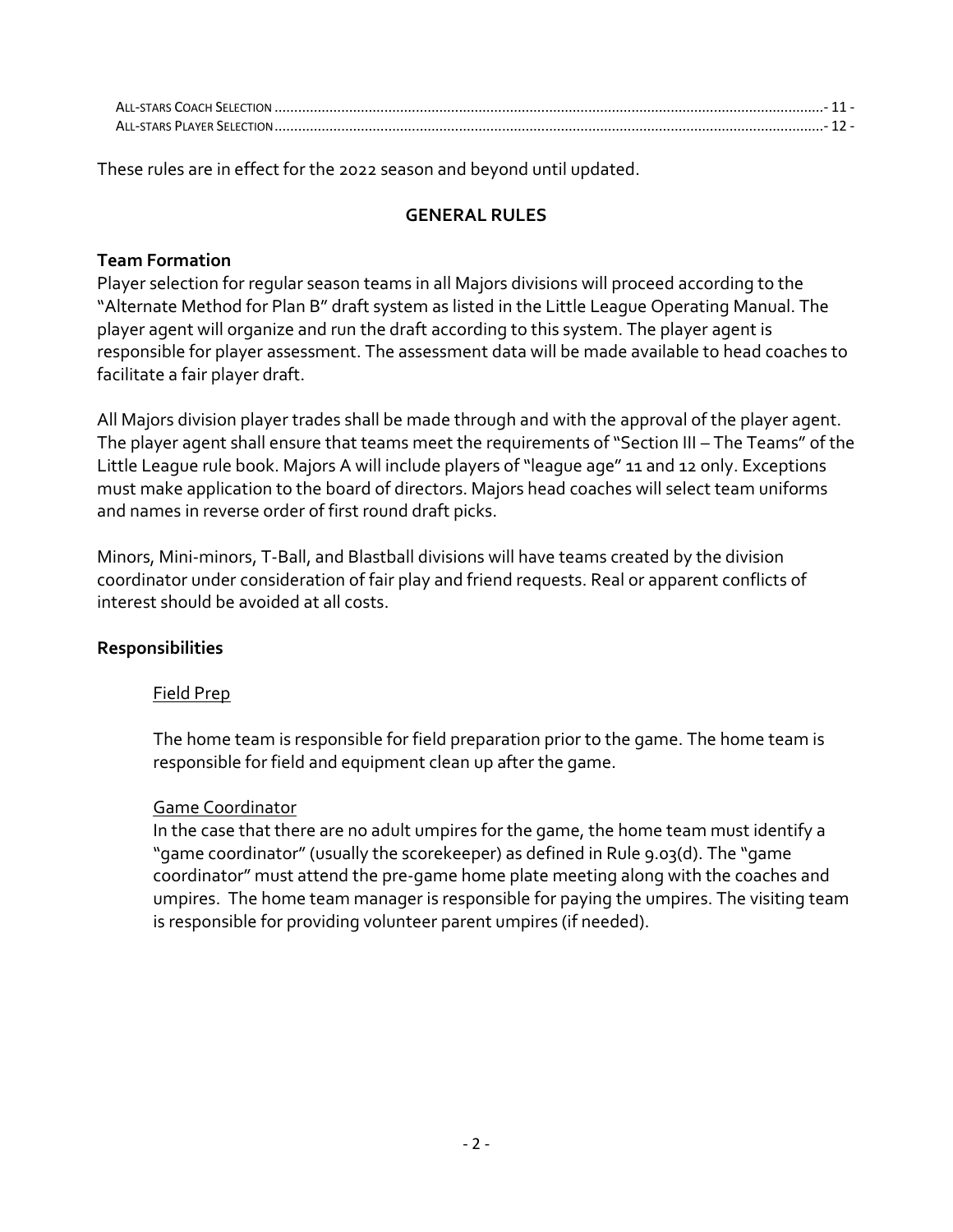All-stars Coach Selection ........................................................................................................................................- 11 -
All-stars Player Selection .......................................................................................................................................- 12 -

These rules are in effect for the 2022 season and beyond until updated.

## GENERAL RULES

### Team Formation

Player selection for regular season teams in all Majors divisions will proceed according to the "Alternate Method for Plan B" draft system as listed in the Little League Operating Manual. The player agent will organize and run the draft according to this system. The player agent is responsible for player assessment. The assessment data will be made available to head coaches to facilitate a fair player draft.

All Majors division player trades shall be made through and with the approval of the player agent. The player agent shall ensure that teams meet the requirements of "Section III – The Teams" of the Little League rule book. Majors A will include players of "league age" 11 and 12 only. Exceptions must make application to the board of directors. Majors head coaches will select team uniforms and names in reverse order of first round draft picks.

Minors, Mini-minors, T-Ball, and Blastball divisions will have teams created by the division coordinator under consideration of fair play and friend requests. Real or apparent conflicts of interest should be avoided at all costs.

### Responsibilities

#### Field Prep

The home team is responsible for field preparation prior to the game. The home team is responsible for field and equipment clean up after the game.

#### Game Coordinator

In the case that there are no adult umpires for the game, the home team must identify a "game coordinator" (usually the scorekeeper) as defined in Rule 9.03(d). The "game coordinator" must attend the pre-game home plate meeting along with the coaches and umpires. The home team manager is responsible for paying the umpires. The visiting team is responsible for providing volunteer parent umpires (if needed).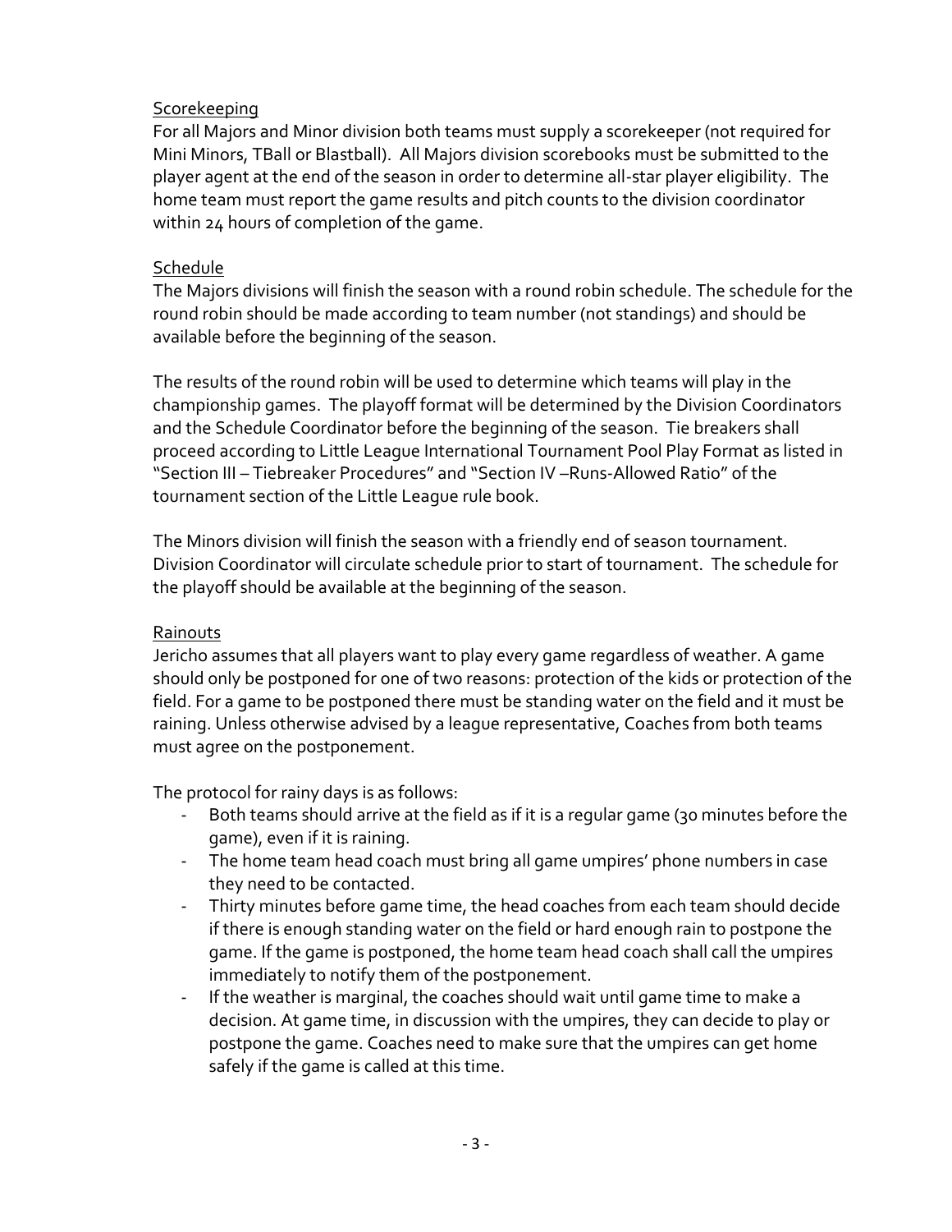## Scorekeeping

For all Majors and Minor division both teams must supply a scorekeeper (not required for Mini Minors, TBall or Blastball). All Majors division scorebooks must be submitted to the player agent at the end of the season in order to determine all-star player eligibility. The home team must report the game results and pitch counts to the division coordinator within 24 hours of completion of the game.

## Schedule

The Majors divisions will finish the season with a round robin schedule. The schedule for the round robin should be made according to team number (not standings) and should be available before the beginning of the season.

The results of the round robin will be used to determine which teams will play in the championship games. The playoff format will be determined by the Division Coordinators and the Schedule Coordinator before the beginning of the season. Tie breakers shall proceed according to Little League International Tournament Pool Play Format as listed in "Section III – Tiebreaker Procedures" and "Section IV –Runs-Allowed Ratio" of the tournament section of the Little League rule book.

The Minors division will finish the season with a friendly end of season tournament. Division Coordinator will circulate schedule prior to start of tournament. The schedule for the playoff should be available at the beginning of the season.

## Rainouts

Jericho assumes that all players want to play every game regardless of weather. A game should only be postponed for one of two reasons: protection of the kids or protection of the field. For a game to be postponed there must be standing water on the field and it must be raining. Unless otherwise advised by a league representative, Coaches from both teams must agree on the postponement.

The protocol for rainy days is as follows:

- Both teams should arrive at the field as if it is a regular game (30 minutes before the game), even if it is raining.
- The home team head coach must bring all game umpires' phone numbers in case they need to be contacted.
- Thirty minutes before game time, the head coaches from each team should decide if there is enough standing water on the field or hard enough rain to postpone the game. If the game is postponed, the home team head coach shall call the umpires immediately to notify them of the postponement.
- If the weather is marginal, the coaches should wait until game time to make a decision. At game time, in discussion with the umpires, they can decide to play or postpone the game. Coaches need to make sure that the umpires can get home safely if the game is called at this time.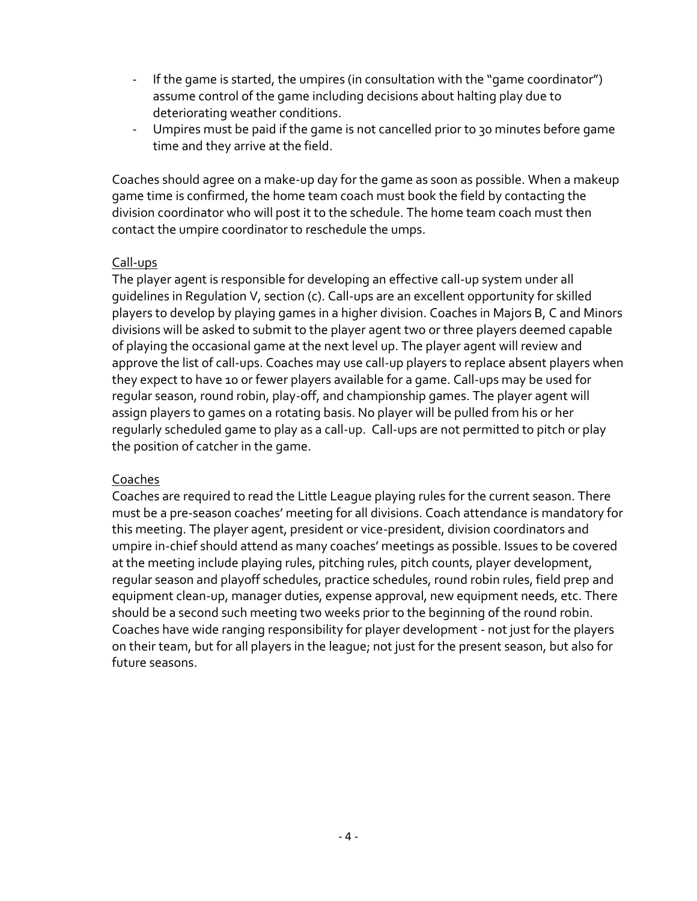- If the game is started, the umpires (in consultation with the "game coordinator") assume control of the game including decisions about halting play due to deteriorating weather conditions.
- Umpires must be paid if the game is not cancelled prior to 30 minutes before game time and they arrive at the field.

Coaches should agree on a make-up day for the game as soon as possible. When a makeup game time is confirmed, the home team coach must book the field by contacting the division coordinator who will post it to the schedule. The home team coach must then contact the umpire coordinator to reschedule the umps.

Call-ups

The player agent is responsible for developing an effective call-up system under all guidelines in Regulation V, section (c). Call-ups are an excellent opportunity for skilled players to develop by playing games in a higher division. Coaches in Majors B, C and Minors divisions will be asked to submit to the player agent two or three players deemed capable of playing the occasional game at the next level up. The player agent will review and approve the list of call-ups. Coaches may use call-up players to replace absent players when they expect to have 10 or fewer players available for a game. Call-ups may be used for regular season, round robin, play-off, and championship games. The player agent will assign players to games on a rotating basis. No player will be pulled from his or her regularly scheduled game to play as a call-up. Call-ups are not permitted to pitch or play the position of catcher in the game.

Coaches

Coaches are required to read the Little League playing rules for the current season. There must be a pre-season coaches' meeting for all divisions. Coach attendance is mandatory for this meeting. The player agent, president or vice-president, division coordinators and umpire in-chief should attend as many coaches' meetings as possible. Issues to be covered at the meeting include playing rules, pitching rules, pitch counts, player development, regular season and playoff schedules, practice schedules, round robin rules, field prep and equipment clean-up, manager duties, expense approval, new equipment needs, etc. There should be a second such meeting two weeks prior to the beginning of the round robin. Coaches have wide ranging responsibility for player development - not just for the players on their team, but for all players in the league; not just for the present season, but also for future seasons.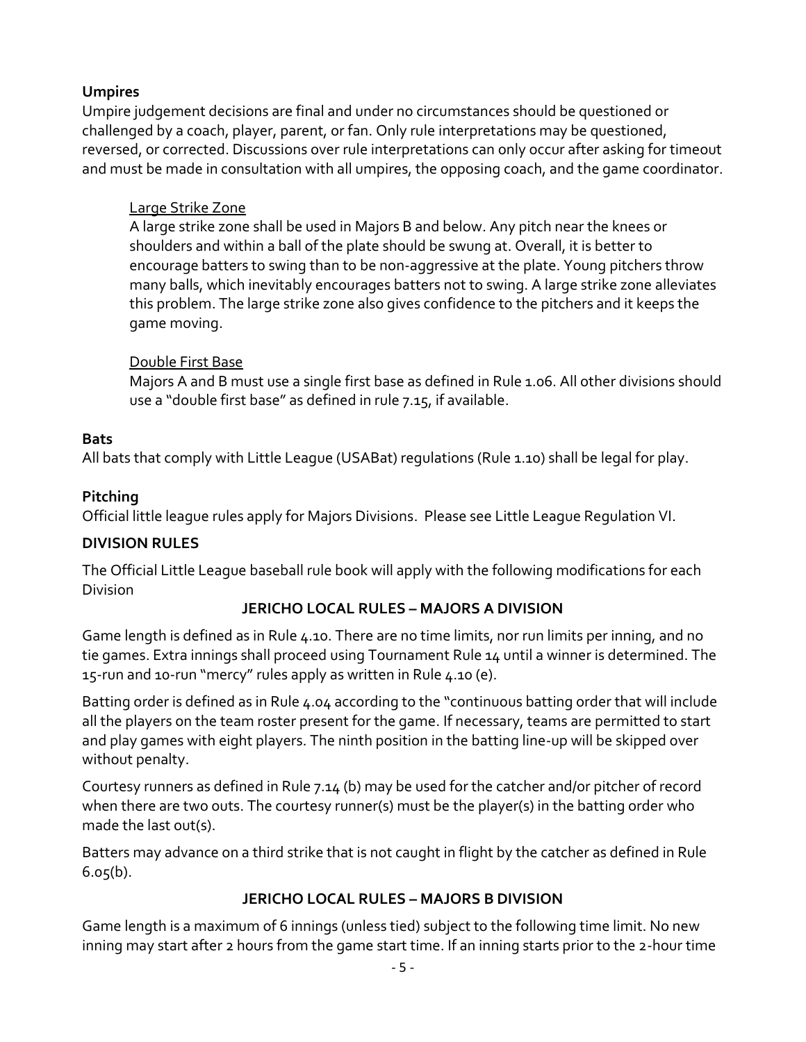**Umpires**

Umpire judgement decisions are final and under no circumstances should be questioned or challenged by a coach, player, parent, or fan. Only rule interpretations may be questioned, reversed, or corrected. Discussions over rule interpretations can only occur after asking for timeout and must be made in consultation with all umpires, the opposing coach, and the game coordinator.

Large Strike Zone

A large strike zone shall be used in Majors B and below. Any pitch near the knees or shoulders and within a ball of the plate should be swung at. Overall, it is better to encourage batters to swing than to be non-aggressive at the plate. Young pitchers throw many balls, which inevitably encourages batters not to swing. A large strike zone alleviates this problem. The large strike zone also gives confidence to the pitchers and it keeps the game moving.

Double First Base

Majors A and B must use a single first base as defined in Rule 1.06. All other divisions should use a "double first base" as defined in rule 7.15, if available.

**Bats**

All bats that comply with Little League (USABat) regulations (Rule 1.10) shall be legal for play.

**Pitching**

Official little league rules apply for Majors Divisions. Please see Little League Regulation VI.

**DIVISION RULES**

The Official Little League baseball rule book will apply with the following modifications for each Division

**JERICHO LOCAL RULES – MAJORS A DIVISION**

Game length is defined as in Rule 4.10. There are no time limits, nor run limits per inning, and no tie games. Extra innings shall proceed using Tournament Rule 14 until a winner is determined. The 15-run and 10-run "mercy" rules apply as written in Rule 4.10 (e).

Batting order is defined as in Rule 4.04 according to the "continuous batting order that will include all the players on the team roster present for the game. If necessary, teams are permitted to start and play games with eight players. The ninth position in the batting line-up will be skipped over without penalty.

Courtesy runners as defined in Rule 7.14 (b) may be used for the catcher and/or pitcher of record when there are two outs. The courtesy runner(s) must be the player(s) in the batting order who made the last out(s).

Batters may advance on a third strike that is not caught in flight by the catcher as defined in Rule 6.05(b).

**JERICHO LOCAL RULES – MAJORS B DIVISION**

Game length is a maximum of 6 innings (unless tied) subject to the following time limit. No new inning may start after 2 hours from the game start time. If an inning starts prior to the 2-hour time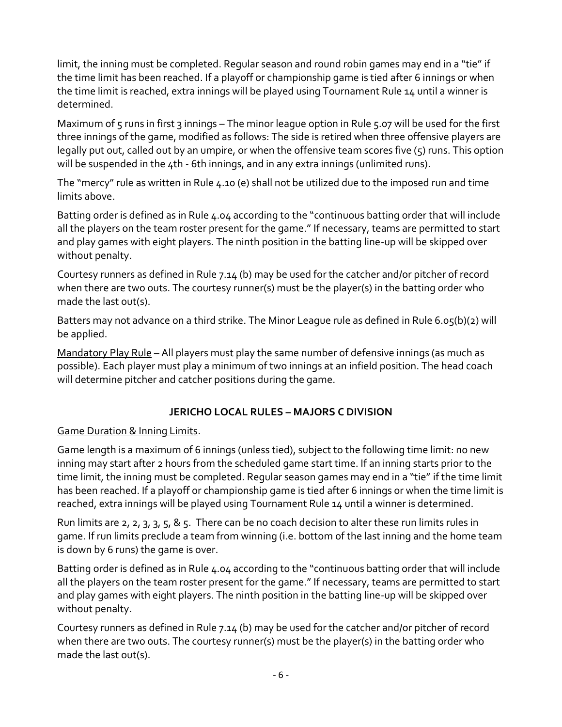limit, the inning must be completed. Regular season and round robin games may end in a "tie" if the time limit has been reached. If a playoff or championship game is tied after 6 innings or when the time limit is reached, extra innings will be played using Tournament Rule 14 until a winner is determined.

Maximum of 5 runs in first 3 innings – The minor league option in Rule 5.07 will be used for the first three innings of the game, modified as follows: The side is retired when three offensive players are legally put out, called out by an umpire, or when the offensive team scores five (5) runs. This option will be suspended in the 4th - 6th innings, and in any extra innings (unlimited runs).

The "mercy" rule as written in Rule 4.10 (e) shall not be utilized due to the imposed run and time limits above.

Batting order is defined as in Rule 4.04 according to the "continuous batting order that will include all the players on the team roster present for the game." If necessary, teams are permitted to start and play games with eight players. The ninth position in the batting line-up will be skipped over without penalty.

Courtesy runners as defined in Rule 7.14 (b) may be used for the catcher and/or pitcher of record when there are two outs. The courtesy runner(s) must be the player(s) in the batting order who made the last out(s).

Batters may not advance on a third strike. The Minor League rule as defined in Rule 6.05(b)(2) will be applied.

<u>Mandatory Play Rule</u> – All players must play the same number of defensive innings (as much as possible). Each player must play a minimum of two innings at an infield position. The head coach will determine pitcher and catcher positions during the game.

## JERICHO LOCAL RULES – MAJORS C DIVISION

<u>Game Duration & Inning Limits</u>.

Game length is a maximum of 6 innings (unless tied), subject to the following time limit: no new inning may start after 2 hours from the scheduled game start time. If an inning starts prior to the time limit, the inning must be completed. Regular season games may end in a "tie" if the time limit has been reached. If a playoff or championship game is tied after 6 innings or when the time limit is reached, extra innings will be played using Tournament Rule 14 until a winner is determined.

Run limits are 2, 2, 3, 3, 5, & 5. There can be no coach decision to alter these run limits rules in game. If run limits preclude a team from winning (i.e. bottom of the last inning and the home team is down by 6 runs) the game is over.

Batting order is defined as in Rule 4.04 according to the "continuous batting order that will include all the players on the team roster present for the game." If necessary, teams are permitted to start and play games with eight players. The ninth position in the batting line-up will be skipped over without penalty.

Courtesy runners as defined in Rule 7.14 (b) may be used for the catcher and/or pitcher of record when there are two outs. The courtesy runner(s) must be the player(s) in the batting order who made the last out(s).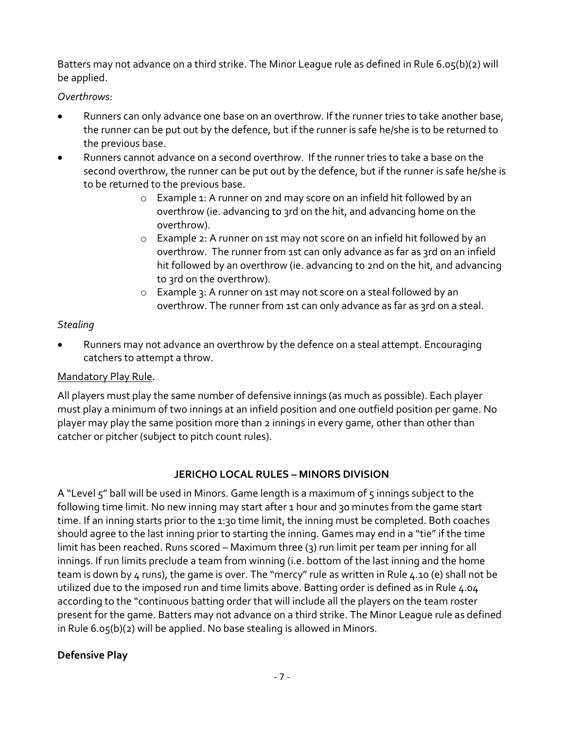Batters may not advance on a third strike. The Minor League rule as defined in Rule 6.05(b)(2) will be applied.

*Overthrows*:

- Runners can only advance one base on an overthrow. If the runner tries to take another base, the runner can be put out by the defence, but if the runner is safe he/she is to be returned to the previous base.
- Runners cannot advance on a second overthrow. If the runner tries to take a base on the second overthrow, the runner can be put out by the defence, but if the runner is safe he/she is to be returned to the previous base.
  - Example 1: A runner on 2nd may score on an infield hit followed by an overthrow (ie. advancing to 3rd on the hit, and advancing home on the overthrow).
  - Example 2: A runner on 1st may not score on an infield hit followed by an overthrow. The runner from 1st can only advance as far as 3rd on an infield hit followed by an overthrow (ie. advancing to 2nd on the hit, and advancing to 3rd on the overthrow).
  - Example 3: A runner on 1st may not score on a steal followed by an overthrow. The runner from 1st can only advance as far as 3rd on a steal.

*Stealing*

- Runners may not advance an overthrow by the defence on a steal attempt. Encouraging catchers to attempt a throw.

<u>Mandatory Play Rule</u>.

All players must play the same number of defensive innings (as much as possible). Each player must play a minimum of two innings at an infield position and one outfield position per game. No player may play the same position more than 2 innings in every game, other than other than catcher or pitcher (subject to pitch count rules).

## JERICHO LOCAL RULES – MINORS DIVISION

A "Level 5" ball will be used in Minors. Game length is a maximum of 5 innings subject to the following time limit. No new inning may start after 1 hour and 30 minutes from the game start time. If an inning starts prior to the 1:30 time limit, the inning must be completed. Both coaches should agree to the last inning prior to starting the inning. Games may end in a "tie" if the time limit has been reached. Runs scored – Maximum three (3) run limit per team per inning for all innings. If run limits preclude a team from winning (i.e. bottom of the last inning and the home team is down by 4 runs), the game is over. The "mercy" rule as written in Rule 4.10 (e) shall not be utilized due to the imposed run and time limits above. Batting order is defined as in Rule 4.04 according to the "continuous batting order that will include all the players on the team roster present for the game. Batters may not advance on a third strike. The Minor League rule as defined in Rule 6.05(b)(2) will be applied. No base stealing is allowed in Minors.

**Defensive Play**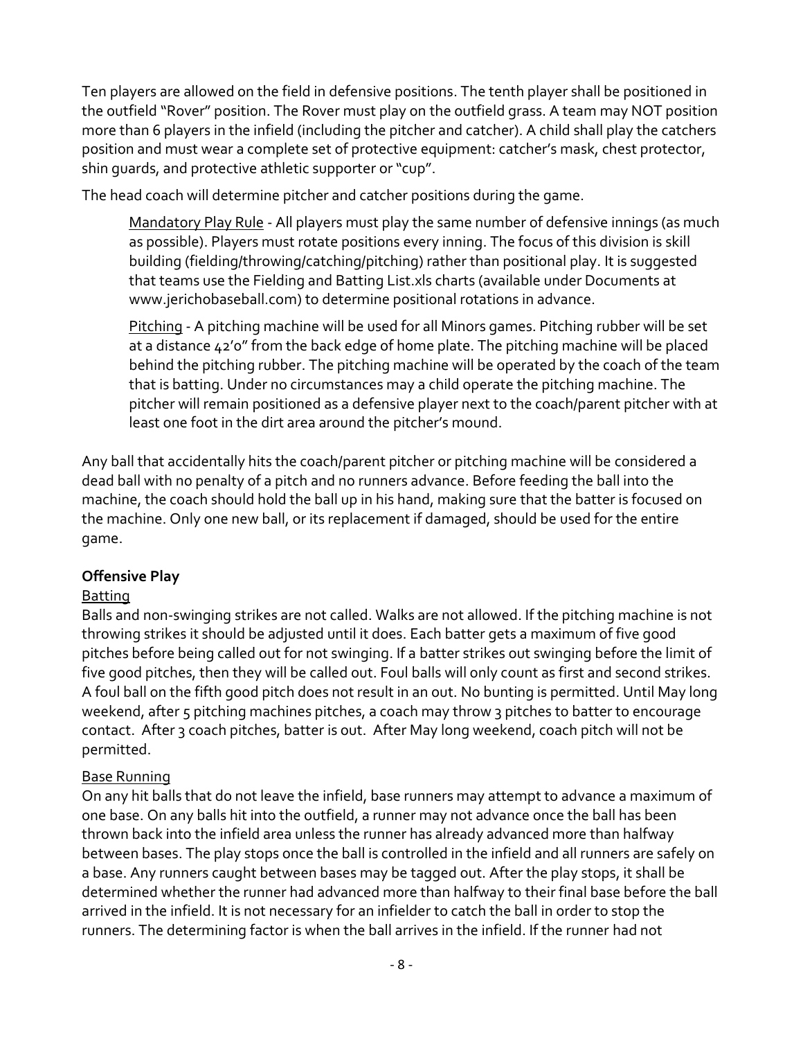Ten players are allowed on the field in defensive positions. The tenth player shall be positioned in the outfield "Rover" position. The Rover must play on the outfield grass. A team may NOT position more than 6 players in the infield (including the pitcher and catcher). A child shall play the catchers position and must wear a complete set of protective equipment: catcher's mask, chest protector, shin guards, and protective athletic supporter or "cup".

The head coach will determine pitcher and catcher positions during the game.

> Mandatory Play Rule - All players must play the same number of defensive innings (as much as possible). Players must rotate positions every inning. The focus of this division is skill building (fielding/throwing/catching/pitching) rather than positional play. It is suggested that teams use the Fielding and Batting List.xls charts (available under Documents at www.jerichobaseball.com) to determine positional rotations in advance.
>
> Pitching - A pitching machine will be used for all Minors games. Pitching rubber will be set at a distance 42'0" from the back edge of home plate. The pitching machine will be placed behind the pitching rubber. The pitching machine will be operated by the coach of the team that is batting. Under no circumstances may a child operate the pitching machine. The pitcher will remain positioned as a defensive player next to the coach/parent pitcher with at least one foot in the dirt area around the pitcher's mound.

Any ball that accidentally hits the coach/parent pitcher or pitching machine will be considered a dead ball with no penalty of a pitch and no runners advance. Before feeding the ball into the machine, the coach should hold the ball up in his hand, making sure that the batter is focused on the machine. Only one new ball, or its replacement if damaged, should be used for the entire game.

**Offensive Play**

Batting

Balls and non-swinging strikes are not called. Walks are not allowed. If the pitching machine is not throwing strikes it should be adjusted until it does. Each batter gets a maximum of five good pitches before being called out for not swinging. If a batter strikes out swinging before the limit of five good pitches, then they will be called out. Foul balls will only count as first and second strikes. A foul ball on the fifth good pitch does not result in an out. No bunting is permitted. Until May long weekend, after 5 pitching machines pitches, a coach may throw 3 pitches to batter to encourage contact. After 3 coach pitches, batter is out. After May long weekend, coach pitch will not be permitted.

Base Running

On any hit balls that do not leave the infield, base runners may attempt to advance a maximum of one base. On any balls hit into the outfield, a runner may not advance once the ball has been thrown back into the infield area unless the runner has already advanced more than halfway between bases. The play stops once the ball is controlled in the infield and all runners are safely on a base. Any runners caught between bases may be tagged out. After the play stops, it shall be determined whether the runner had advanced more than halfway to their final base before the ball arrived in the infield. It is not necessary for an infielder to catch the ball in order to stop the runners. The determining factor is when the ball arrives in the infield. If the runner had not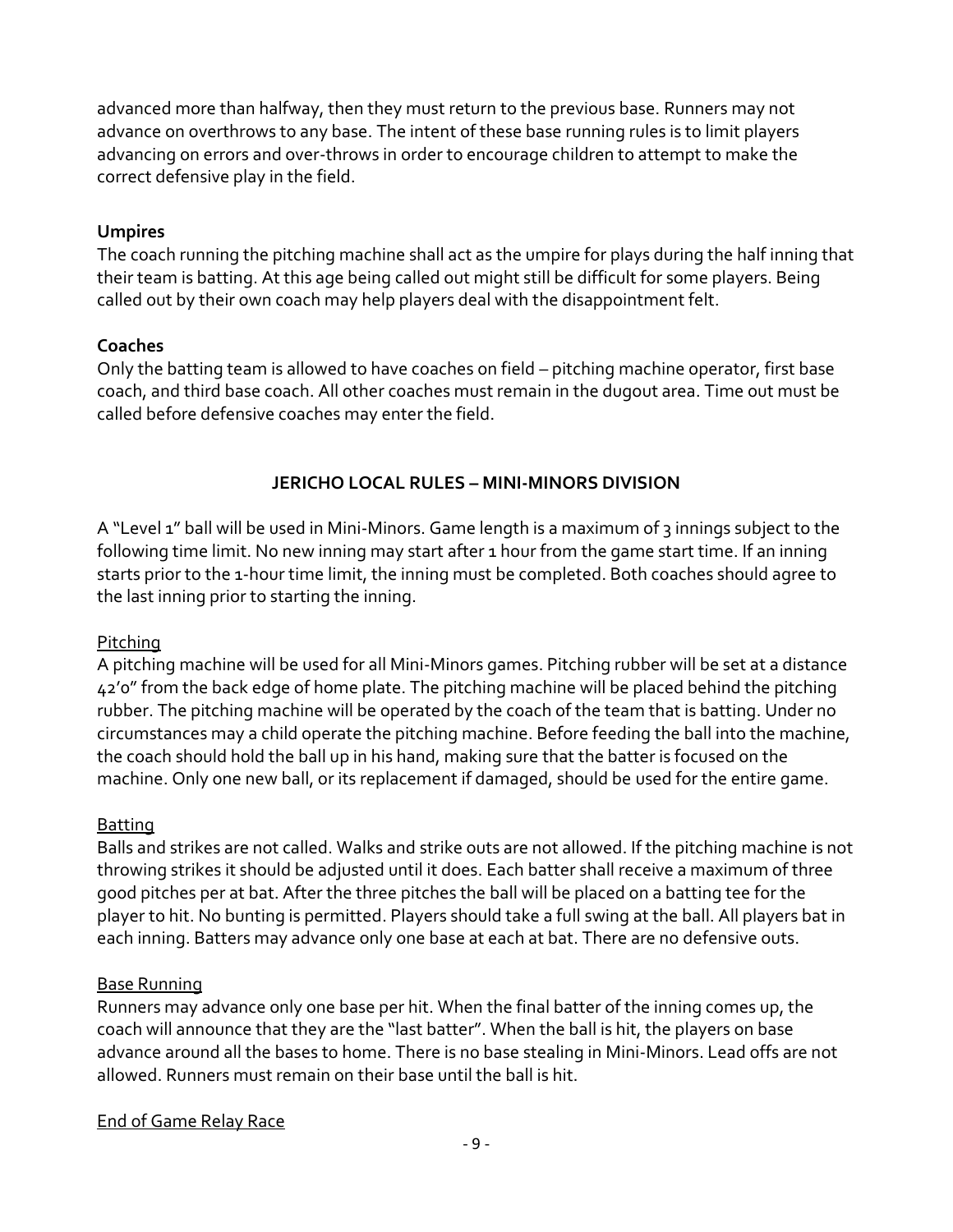advanced more than halfway, then they must return to the previous base. Runners may not advance on overthrows to any base. The intent of these base running rules is to limit players advancing on errors and over-throws in order to encourage children to attempt to make the correct defensive play in the field.

**Umpires**

The coach running the pitching machine shall act as the umpire for plays during the half inning that their team is batting. At this age being called out might still be difficult for some players. Being called out by their own coach may help players deal with the disappointment felt.

**Coaches**

Only the batting team is allowed to have coaches on field – pitching machine operator, first base coach, and third base coach. All other coaches must remain in the dugout area. Time out must be called before defensive coaches may enter the field.

## JERICHO LOCAL RULES – MINI-MINORS DIVISION

A "Level 1" ball will be used in Mini-Minors. Game length is a maximum of 3 innings subject to the following time limit. No new inning may start after 1 hour from the game start time. If an inning starts prior to the 1-hour time limit, the inning must be completed. Both coaches should agree to the last inning prior to starting the inning.

### Pitching

A pitching machine will be used for all Mini-Minors games. Pitching rubber will be set at a distance 42'0" from the back edge of home plate. The pitching machine will be placed behind the pitching rubber. The pitching machine will be operated by the coach of the team that is batting. Under no circumstances may a child operate the pitching machine. Before feeding the ball into the machine, the coach should hold the ball up in his hand, making sure that the batter is focused on the machine. Only one new ball, or its replacement if damaged, should be used for the entire game.

### Batting

Balls and strikes are not called. Walks and strike outs are not allowed. If the pitching machine is not throwing strikes it should be adjusted until it does. Each batter shall receive a maximum of three good pitches per at bat. After the three pitches the ball will be placed on a batting tee for the player to hit. No bunting is permitted. Players should take a full swing at the ball. All players bat in each inning. Batters may advance only one base at each at bat. There are no defensive outs.

### Base Running

Runners may advance only one base per hit. When the final batter of the inning comes up, the coach will announce that they are the "last batter". When the ball is hit, the players on base advance around all the bases to home. There is no base stealing in Mini-Minors. Lead offs are not allowed. Runners must remain on their base until the ball is hit.

### End of Game Relay Race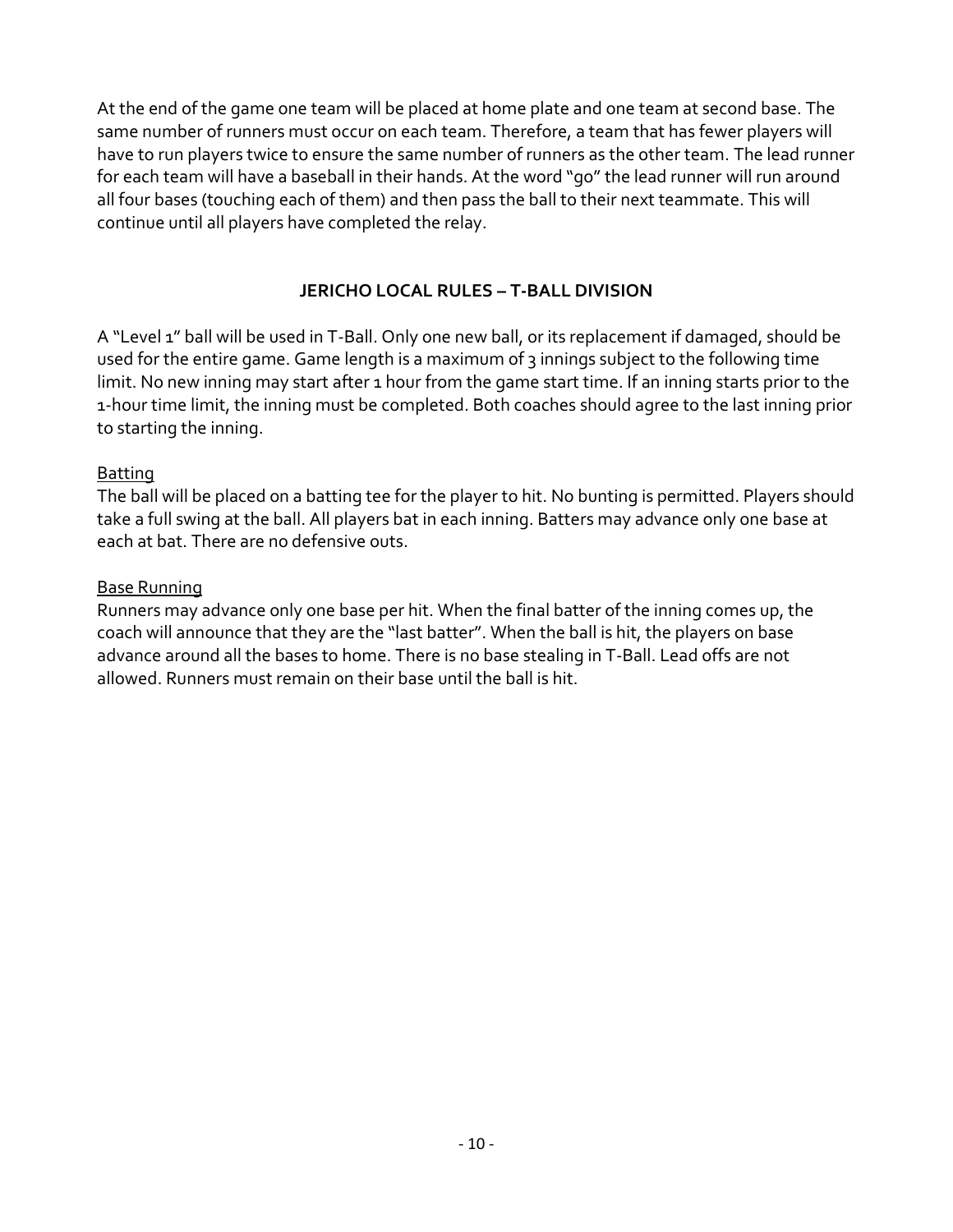At the end of the game one team will be placed at home plate and one team at second base. The same number of runners must occur on each team. Therefore, a team that has fewer players will have to run players twice to ensure the same number of runners as the other team. The lead runner for each team will have a baseball in their hands. At the word "go" the lead runner will run around all four bases (touching each of them) and then pass the ball to their next teammate. This will continue until all players have completed the relay.

## JERICHO LOCAL RULES – T-BALL DIVISION

A "Level 1" ball will be used in T-Ball. Only one new ball, or its replacement if damaged, should be used for the entire game. Game length is a maximum of 3 innings subject to the following time limit. No new inning may start after 1 hour from the game start time. If an inning starts prior to the 1-hour time limit, the inning must be completed. Both coaches should agree to the last inning prior to starting the inning.

### Batting

The ball will be placed on a batting tee for the player to hit. No bunting is permitted. Players should take a full swing at the ball. All players bat in each inning. Batters may advance only one base at each at bat. There are no defensive outs.

### Base Running

Runners may advance only one base per hit. When the final batter of the inning comes up, the coach will announce that they are the "last batter". When the ball is hit, the players on base advance around all the bases to home. There is no base stealing in T-Ball. Lead offs are not allowed. Runners must remain on their base until the ball is hit.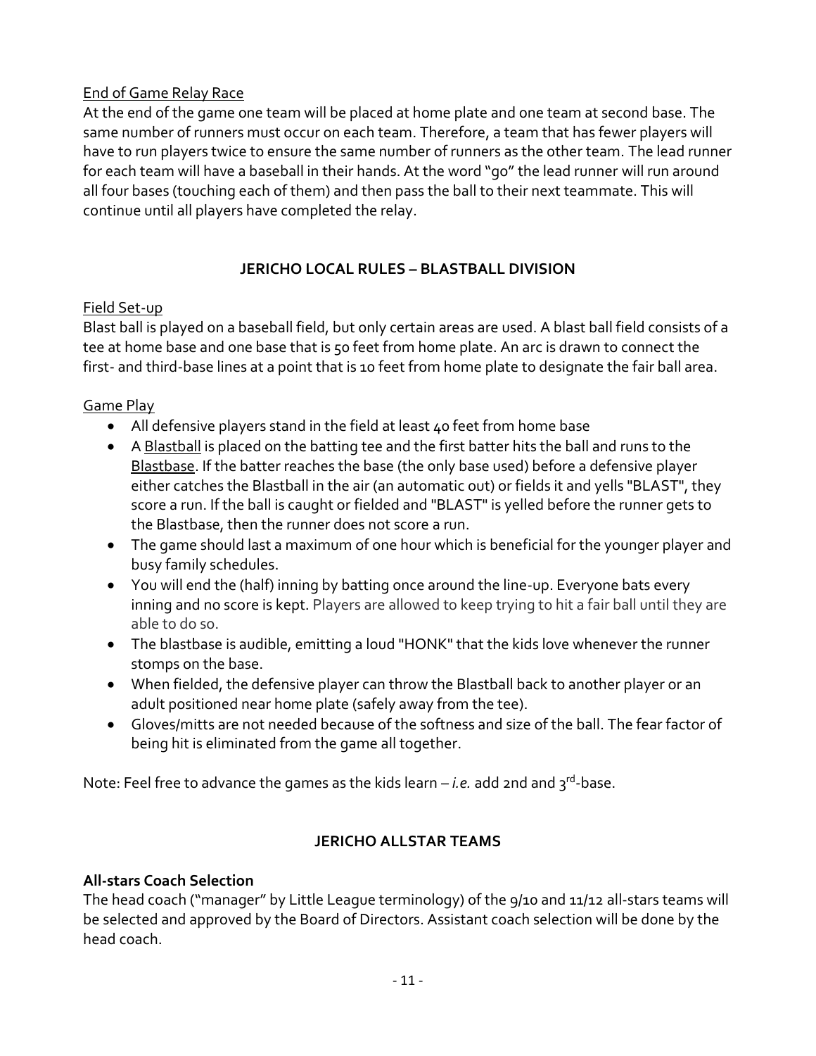End of Game Relay Race

At the end of the game one team will be placed at home plate and one team at second base. The same number of runners must occur on each team. Therefore, a team that has fewer players will have to run players twice to ensure the same number of runners as the other team. The lead runner for each team will have a baseball in their hands. At the word "go" the lead runner will run around all four bases (touching each of them) and then pass the ball to their next teammate. This will continue until all players have completed the relay.

## JERICHO LOCAL RULES – BLASTBALL DIVISION

Field Set-up

Blast ball is played on a baseball field, but only certain areas are used. A blast ball field consists of a tee at home base and one base that is 50 feet from home plate. An arc is drawn to connect the first- and third-base lines at a point that is 10 feet from home plate to designate the fair ball area.

Game Play

- All defensive players stand in the field at least 40 feet from home base
- A Blastball is placed on the batting tee and the first batter hits the ball and runs to the Blastbase. If the batter reaches the base (the only base used) before a defensive player either catches the Blastball in the air (an automatic out) or fields it and yells "BLAST", they score a run. If the ball is caught or fielded and "BLAST" is yelled before the runner gets to the Blastbase, then the runner does not score a run.
- The game should last a maximum of one hour which is beneficial for the younger player and busy family schedules.
- You will end the (half) inning by batting once around the line-up. Everyone bats every inning and no score is kept. Players are allowed to keep trying to hit a fair ball until they are able to do so.
- The blastbase is audible, emitting a loud "HONK" that the kids love whenever the runner stomps on the base.
- When fielded, the defensive player can throw the Blastball back to another player or an adult positioned near home plate (safely away from the tee).
- Gloves/mitts are not needed because of the softness and size of the ball. The fear factor of being hit is eliminated from the game all together.

Note: Feel free to advance the games as the kids learn – *i.e.* add 2nd and 3rd-base.

## JERICHO ALLSTAR TEAMS

**All-stars Coach Selection**

The head coach ("manager" by Little League terminology) of the 9/10 and 11/12 all-stars teams will be selected and approved by the Board of Directors. Assistant coach selection will be done by the head coach.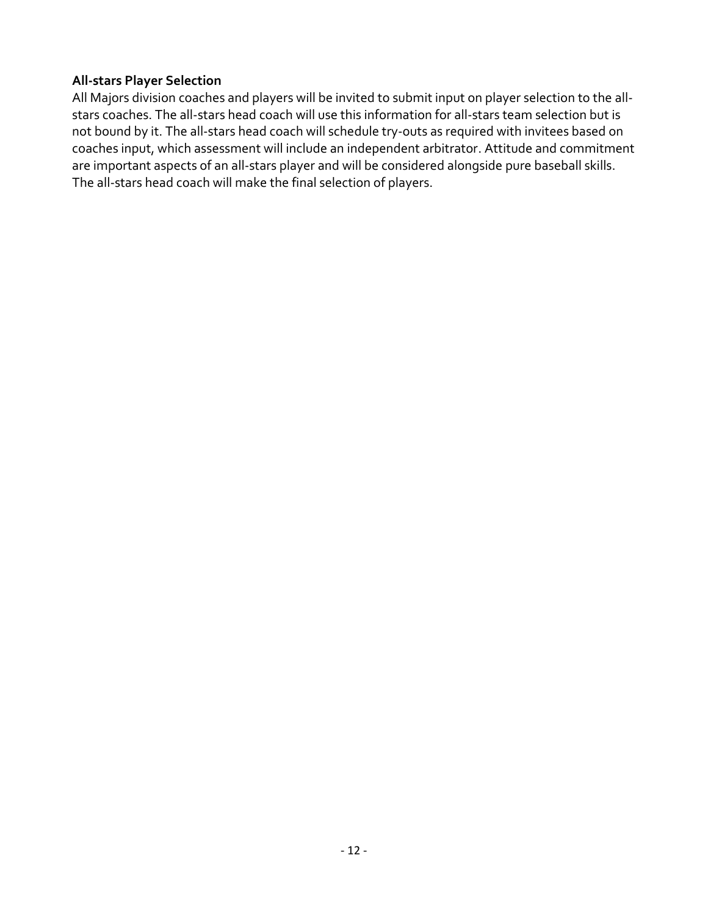**All-stars Player Selection**

All Majors division coaches and players will be invited to submit input on player selection to the all-stars coaches. The all-stars head coach will use this information for all-stars team selection but is not bound by it. The all-stars head coach will schedule try-outs as required with invitees based on coaches input, which assessment will include an independent arbitrator. Attitude and commitment are important aspects of an all-stars player and will be considered alongside pure baseball skills. The all-stars head coach will make the final selection of players.